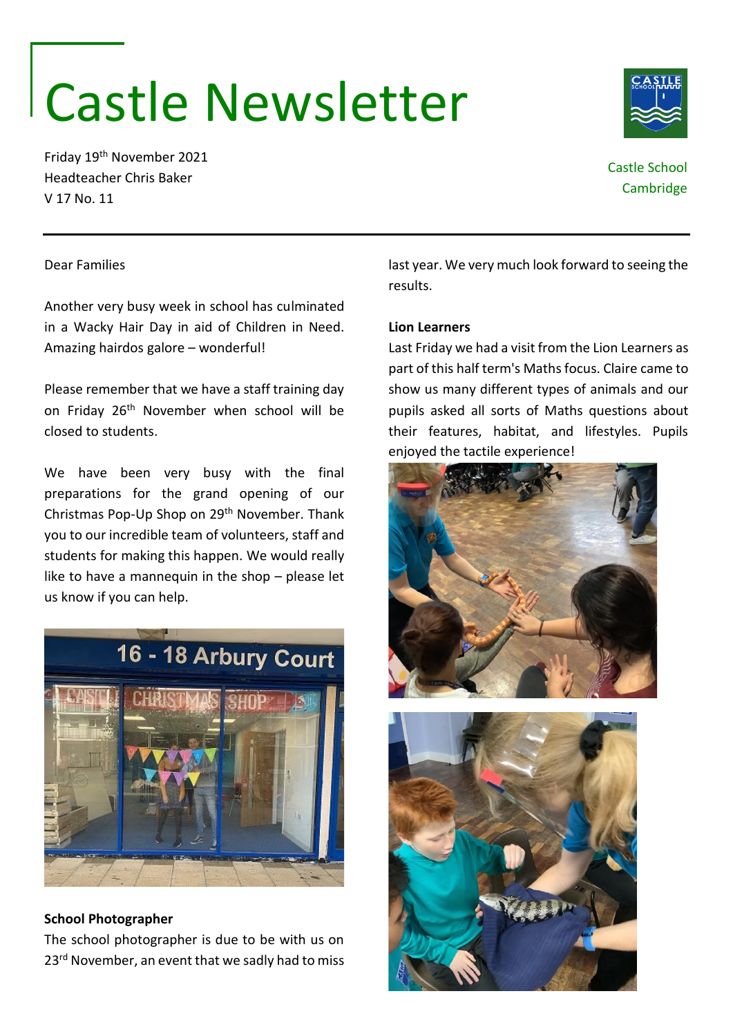# Castle Newsletter

Friday 19th November 2021
Headteacher Chris Baker
V 17 No. 11

Castle School
Cambridge

Dear Families

Another very busy week in school has culminated in a Wacky Hair Day in aid of Children in Need. Amazing hairdos galore – wonderful!

Please remember that we have a staff training day on Friday 26th November when school will be closed to students.

We have been very busy with the final preparations for the grand opening of our Christmas Pop-Up Shop on 29th November. Thank you to our incredible team of volunteers, staff and students for making this happen. We would really like to have a mannequin in the shop – please let us know if you can help.

**School Photographer**

The school photographer is due to be with us on 23rd November, an event that we sadly had to miss last year. We very much look forward to seeing the results.

**Lion Learners**

Last Friday we had a visit from the Lion Learners as part of this half term's Maths focus. Claire came to show us many different types of animals and our pupils asked all sorts of Maths questions about their features, habitat, and lifestyles. Pupils enjoyed the tactile experience!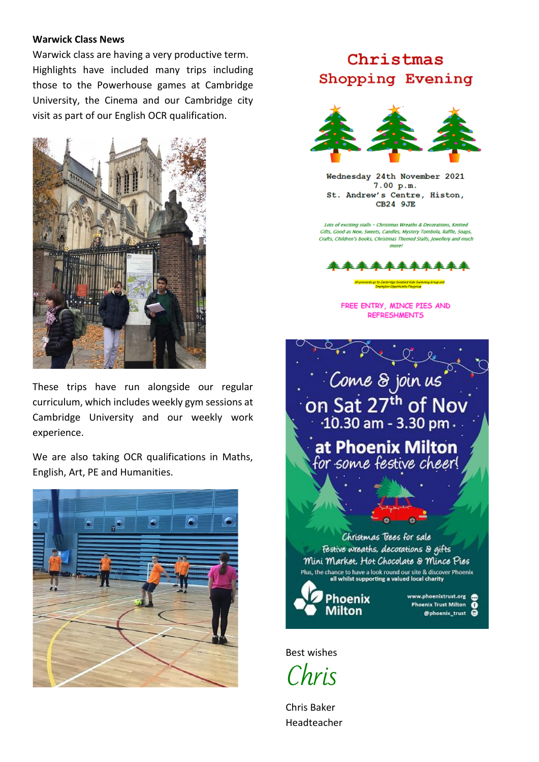**Warwick Class News**

Warwick class are having a very productive term. Highlights have included many trips including those to the Powerhouse games at Cambridge University, the Cinema and our Cambridge city visit as part of our English OCR qualification.

These trips have run alongside our regular curriculum, which includes weekly gym sessions at Cambridge University and our weekly work experience.

We are also taking OCR qualifications in Maths, English, Art, PE and Humanities.

## Christmas Shopping Evening

Wednesday 24th November 2021
7.00 p.m.
St. Andrew's Centre, Histon,
CB24 9JE

*Lots of exciting stalls – Christmas Wreaths & Decorations, Knitted Gifts, Good as New, Sweets, Candles, Mystery Tombola, Raffle, Soaps, Crafts, Children's books, Christmas Themed Stalls, Jewellery and much more!*

All proceeds go to Cambridge Disabled Kids Swimming Group and Impington Opportunity Playgroup

FREE ENTRY, MINCE PIES AND REFRESHMENTS

Come & join us
on Sat 27th of Nov
10.30 am - 3.30 pm
at Phoenix Milton
for some festive cheer!

Christmas Trees for sale
Festive wreaths, decorations & gifts
Mini Market, Hot Chocolate & Mince Pies
Plus, the chance to have a look round our site & discover Phoenix all whilst supporting a valued local charity

Phoenix Milton
www.phoenixtrust.org
Phoenix Trust Milton
@phoenix_trust

Best wishes

*Chris*

Chris Baker
Headteacher